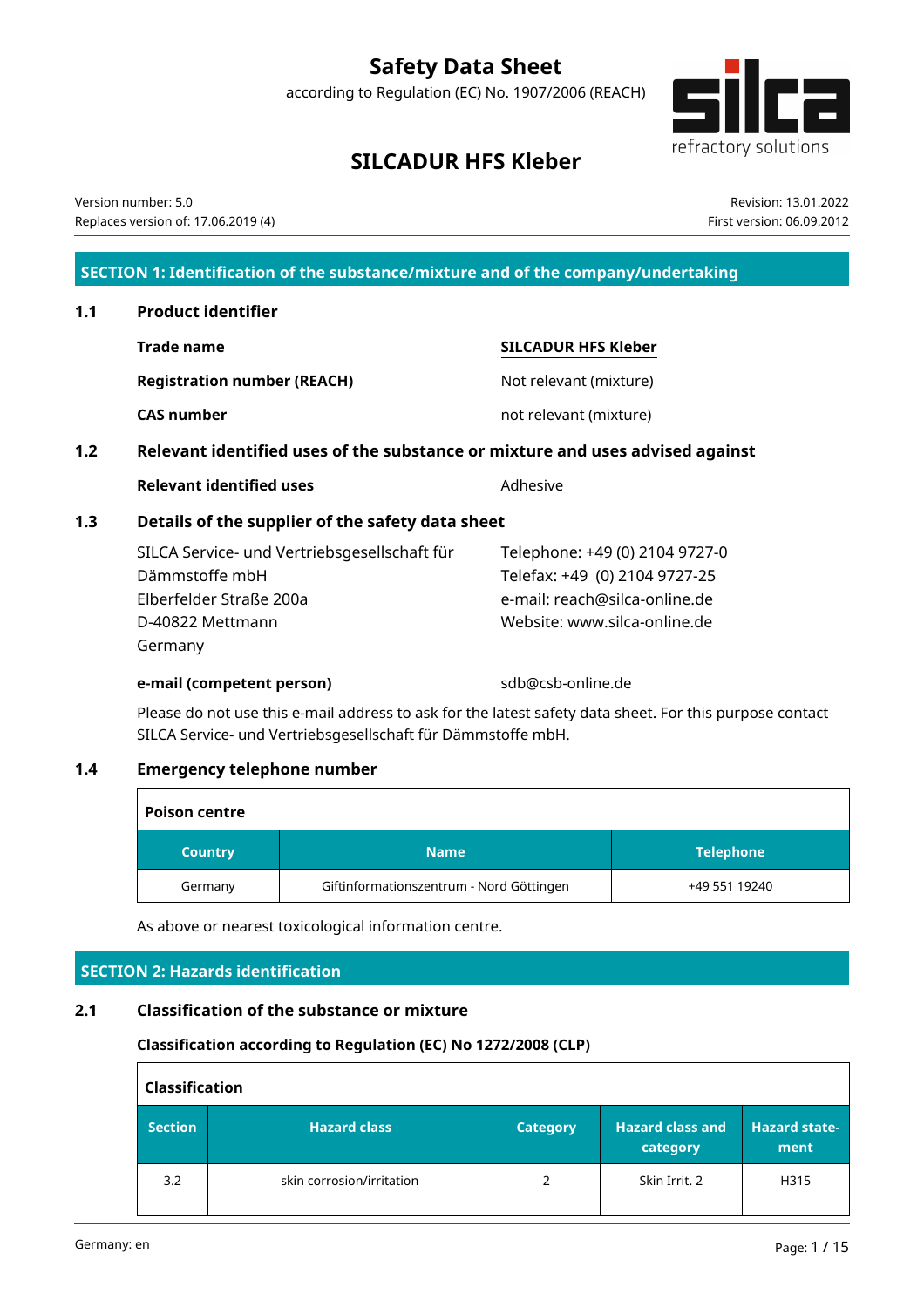# Safety Data Sheet

according to Regulation (EC) No. 1907/2006 (REACH)

## SILCADUR HFS Kleber

Version number: 5.0
Replaces version of: 17.06.2019 (4)

Revision: 13.01.2022
First version: 06.09.2012

## SECTION 1: Identification of the substance/mixture and of the company/undertaking

### 1.1 Product identifier

**Trade name** — SILCADUR HFS Kleber

**Registration number (REACH)** — Not relevant (mixture)

**CAS number** — not relevant (mixture)

### 1.2 Relevant identified uses of the substance or mixture and uses advised against

**Relevant identified uses** — Adhesive

### 1.3 Details of the supplier of the safety data sheet

SILCA Service- und Vertriebsgesellschaft für Dämmstoffe mbH
Elberfelder Straße 200a
D-40822 Mettmann
Germany

Telephone: +49 (0) 2104 9727-0
Telefax: +49 (0) 2104 9727-25
e-mail: reach@silca-online.de
Website: www.silca-online.de

**e-mail (competent person)** — sdb@csb-online.de

Please do not use this e-mail address to ask for the latest safety data sheet. For this purpose contact SILCA Service- und Vertriebsgesellschaft für Dämmstoffe mbH.

### 1.4 Emergency telephone number

**Poison centre**

| Country | Name | Telephone |
|---|---|---|
| Germany | Giftinformationszentrum - Nord Göttingen | +49 551 19240 |

As above or nearest toxicological information centre.

## SECTION 2: Hazards identification

### 2.1 Classification of the substance or mixture

**Classification according to Regulation (EC) No 1272/2008 (CLP)**

**Classification**

| Section | Hazard class | Category | Hazard class and category | Hazard statement |
|---|---|---|---|---|
| 3.2 | skin corrosion/irritation | 2 | Skin Irrit. 2 | H315 |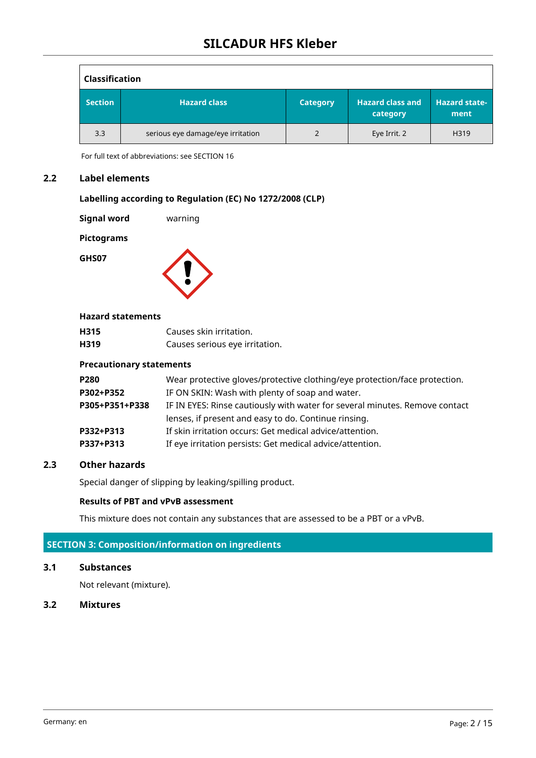| Classification | | | | |
|---|---|---|---|---|
| **Section** | **Hazard class** | **Category** | **Hazard class and category** | **Hazard statement** |
| 3.3 | serious eye damage/eye irritation | 2 | Eye Irrit. 2 | H319 |

For full text of abbreviations: see SECTION 16

## 2.2 Label elements

**Labelling according to Regulation (EC) No 1272/2008 (CLP)**

**Signal word** warning

**Pictograms**

**GHS07**

**Hazard statements**

| | |
|---|---|
| **H315** | Causes skin irritation. |
| **H319** | Causes serious eye irritation. |

**Precautionary statements**

| | |
|---|---|
| **P280** | Wear protective gloves/protective clothing/eye protection/face protection. |
| **P302+P352** | IF ON SKIN: Wash with plenty of soap and water. |
| **P305+P351+P338** | IF IN EYES: Rinse cautiously with water for several minutes. Remove contact lenses, if present and easy to do. Continue rinsing. |
| **P332+P313** | If skin irritation occurs: Get medical advice/attention. |
| **P337+P313** | If eye irritation persists: Get medical advice/attention. |

## 2.3 Other hazards

Special danger of slipping by leaking/spilling product.

**Results of PBT and vPvB assessment**

This mixture does not contain any substances that are assessed to be a PBT or a vPvB.

# SECTION 3: Composition/information on ingredients

## 3.1 Substances

Not relevant (mixture).

## 3.2 Mixtures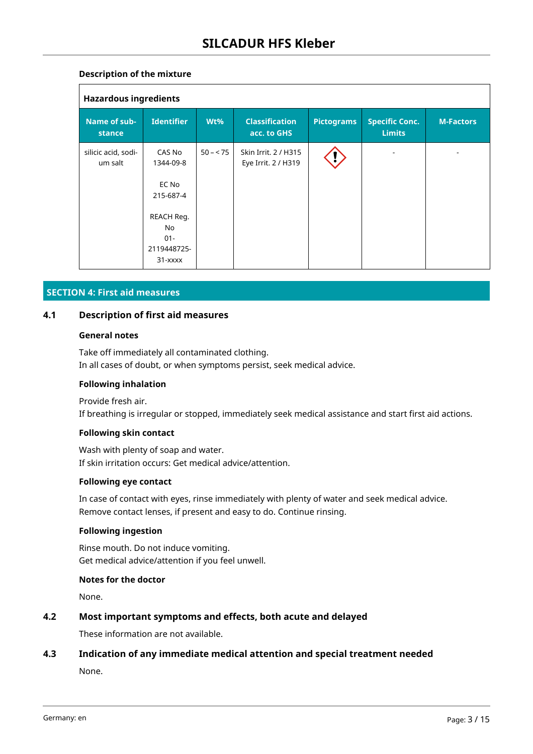### Description of the mixture

| Hazardous ingredients | | | | | | |
|---|---|---|---|---|---|---|
| **Name of substance** | **Identifier** | **Wt%** | **Classification acc. to GHS** | **Pictograms** | **Specific Conc. Limits** | **M-Factors** |
| silicic acid, sodium salt | CAS No 1344-09-8<br><br>EC No 215-687-4<br><br>REACH Reg. No 01-2119448725-31-xxxx | 50 – < 75 | Skin Irrit. 2 / H315<br>Eye Irrit. 2 / H319 | | - | - |

## SECTION 4: First aid measures

### 4.1 Description of first aid measures

**General notes**

Take off immediately all contaminated clothing.
In all cases of doubt, or when symptoms persist, seek medical advice.

**Following inhalation**

Provide fresh air.
If breathing is irregular or stopped, immediately seek medical assistance and start first aid actions.

**Following skin contact**

Wash with plenty of soap and water.
If skin irritation occurs: Get medical advice/attention.

**Following eye contact**

In case of contact with eyes, rinse immediately with plenty of water and seek medical advice.
Remove contact lenses, if present and easy to do. Continue rinsing.

**Following ingestion**

Rinse mouth. Do not induce vomiting.
Get medical advice/attention if you feel unwell.

**Notes for the doctor**

None.

### 4.2 Most important symptoms and effects, both acute and delayed

These information are not available.

### 4.3 Indication of any immediate medical attention and special treatment needed

None.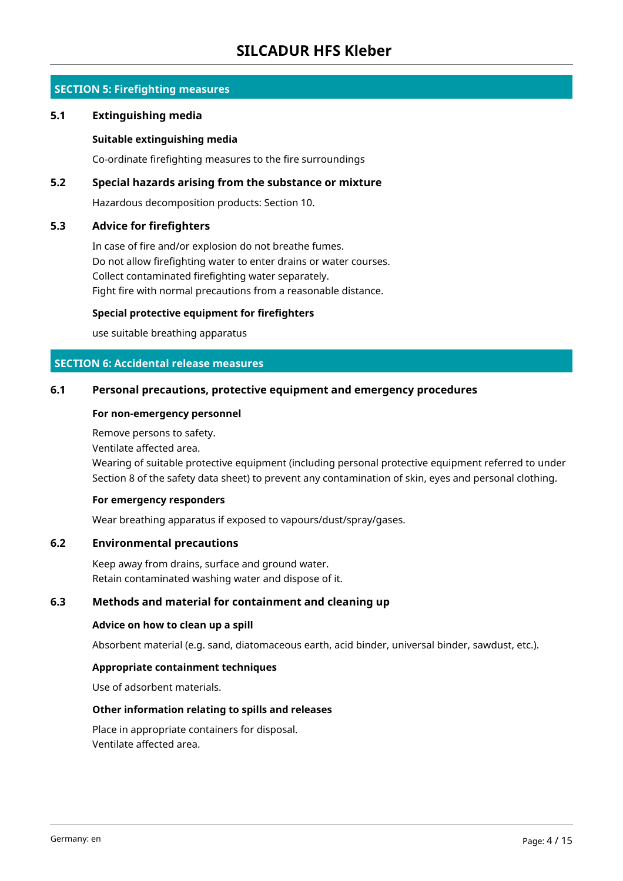## SECTION 5: Firefighting measures

### 5.1 Extinguishing media

**Suitable extinguishing media**

Co-ordinate firefighting measures to the fire surroundings

### 5.2 Special hazards arising from the substance or mixture

Hazardous decomposition products: Section 10.

### 5.3 Advice for firefighters

In case of fire and/or explosion do not breathe fumes.
Do not allow firefighting water to enter drains or water courses.
Collect contaminated firefighting water separately.
Fight fire with normal precautions from a reasonable distance.

**Special protective equipment for firefighters**

use suitable breathing apparatus

## SECTION 6: Accidental release measures

### 6.1 Personal precautions, protective equipment and emergency procedures

**For non-emergency personnel**

Remove persons to safety.
Ventilate affected area.
Wearing of suitable protective equipment (including personal protective equipment referred to under Section 8 of the safety data sheet) to prevent any contamination of skin, eyes and personal clothing.

**For emergency responders**

Wear breathing apparatus if exposed to vapours/dust/spray/gases.

### 6.2 Environmental precautions

Keep away from drains, surface and ground water.
Retain contaminated washing water and dispose of it.

### 6.3 Methods and material for containment and cleaning up

**Advice on how to clean up a spill**

Absorbent material (e.g. sand, diatomaceous earth, acid binder, universal binder, sawdust, etc.).

**Appropriate containment techniques**

Use of adsorbent materials.

**Other information relating to spills and releases**

Place in appropriate containers for disposal.
Ventilate affected area.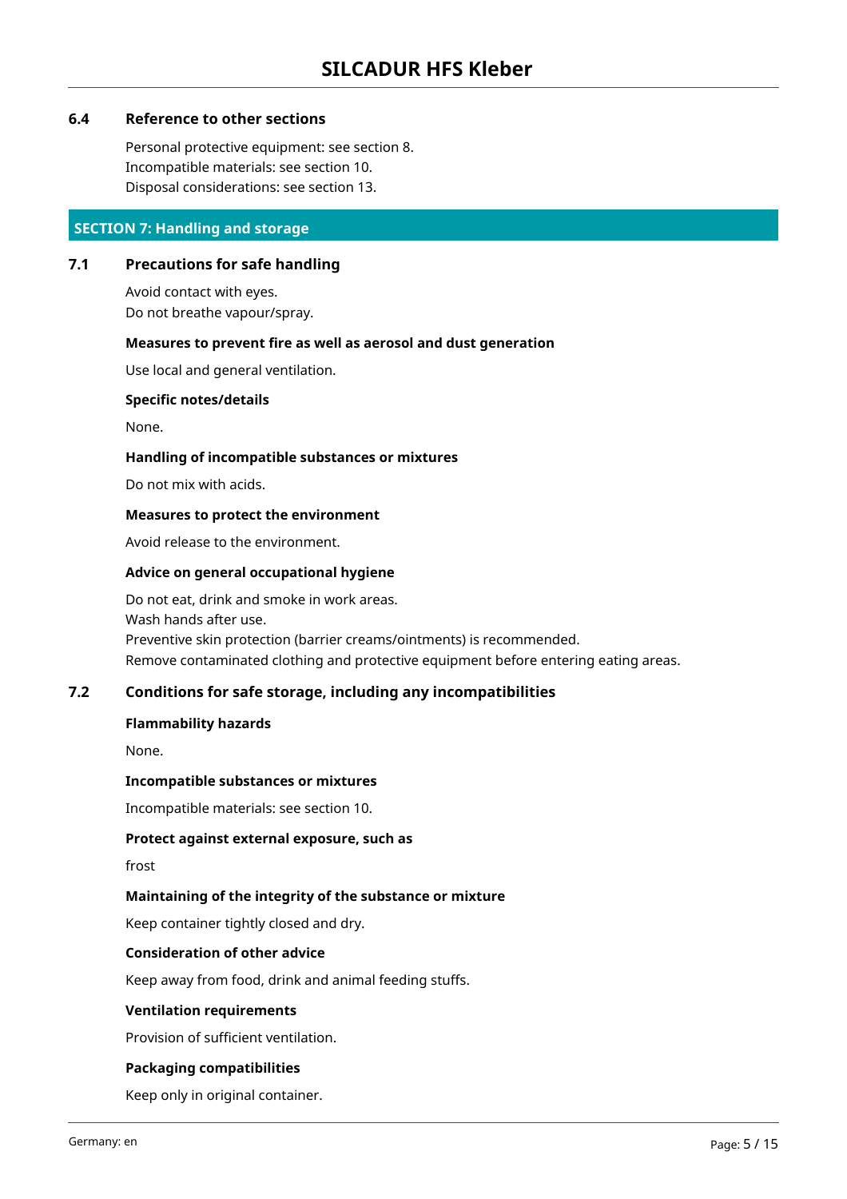### 6.4 Reference to other sections

Personal protective equipment: see section 8.
Incompatible materials: see section 10.
Disposal considerations: see section 13.

## SECTION 7: Handling and storage

### 7.1 Precautions for safe handling

Avoid contact with eyes.
Do not breathe vapour/spray.

**Measures to prevent fire as well as aerosol and dust generation**

Use local and general ventilation.

**Specific notes/details**

None.

**Handling of incompatible substances or mixtures**

Do not mix with acids.

**Measures to protect the environment**

Avoid release to the environment.

**Advice on general occupational hygiene**

Do not eat, drink and smoke in work areas.
Wash hands after use.
Preventive skin protection (barrier creams/ointments) is recommended.
Remove contaminated clothing and protective equipment before entering eating areas.

### 7.2 Conditions for safe storage, including any incompatibilities

**Flammability hazards**

None.

**Incompatible substances or mixtures**

Incompatible materials: see section 10.

**Protect against external exposure, such as**

frost

**Maintaining of the integrity of the substance or mixture**

Keep container tightly closed and dry.

**Consideration of other advice**

Keep away from food, drink and animal feeding stuffs.

**Ventilation requirements**

Provision of sufficient ventilation.

**Packaging compatibilities**

Keep only in original container.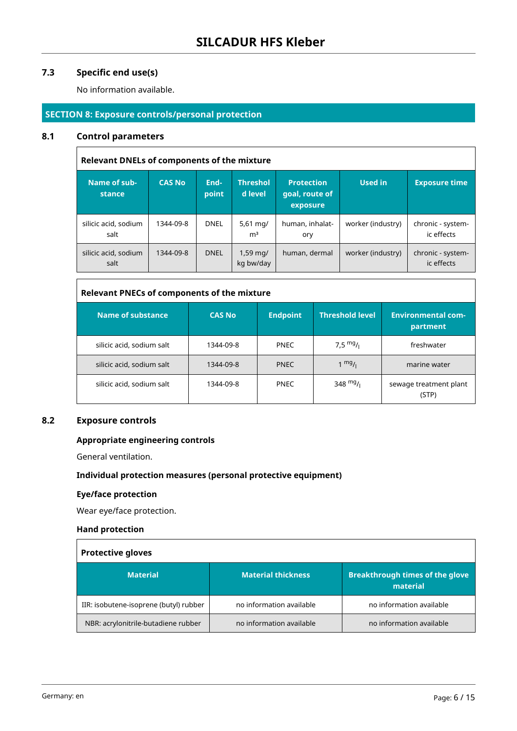### 7.3 Specific end use(s)

No information available.

## SECTION 8: Exposure controls/personal protection

### 8.1 Control parameters

**Relevant DNELs of components of the mixture**

| Name of substance | CAS No | Endpoint | Threshold level | Protection goal, route of exposure | Used in | Exposure time |
|---|---|---|---|---|---|---|
| silicic acid, sodium salt | 1344-09-8 | DNEL | 5,61 mg/m³ | human, inhalatory | worker (industry) | chronic - systemic effects |
| silicic acid, sodium salt | 1344-09-8 | DNEL | 1,59 mg/kg bw/day | human, dermal | worker (industry) | chronic - systemic effects |

**Relevant PNECs of components of the mixture**

| Name of substance | CAS No | Endpoint | Threshold level | Environmental compartment |
|---|---|---|---|---|
| silicic acid, sodium salt | 1344-09-8 | PNEC | 7,5 $^{mg}/_{l}$ | freshwater |
| silicic acid, sodium salt | 1344-09-8 | PNEC | 1 $^{mg}/_{l}$ | marine water |
| silicic acid, sodium salt | 1344-09-8 | PNEC | 348 $^{mg}/_{l}$ | sewage treatment plant (STP) |

### 8.2 Exposure controls

**Appropriate engineering controls**

General ventilation.

**Individual protection measures (personal protective equipment)**

**Eye/face protection**

Wear eye/face protection.

**Hand protection**

**Protective gloves**

| Material | Material thickness | Breakthrough times of the glove material |
|---|---|---|
| IIR: isobutene-isoprene (butyl) rubber | no information available | no information available |
| NBR: acrylonitrile-butadiene rubber | no information available | no information available |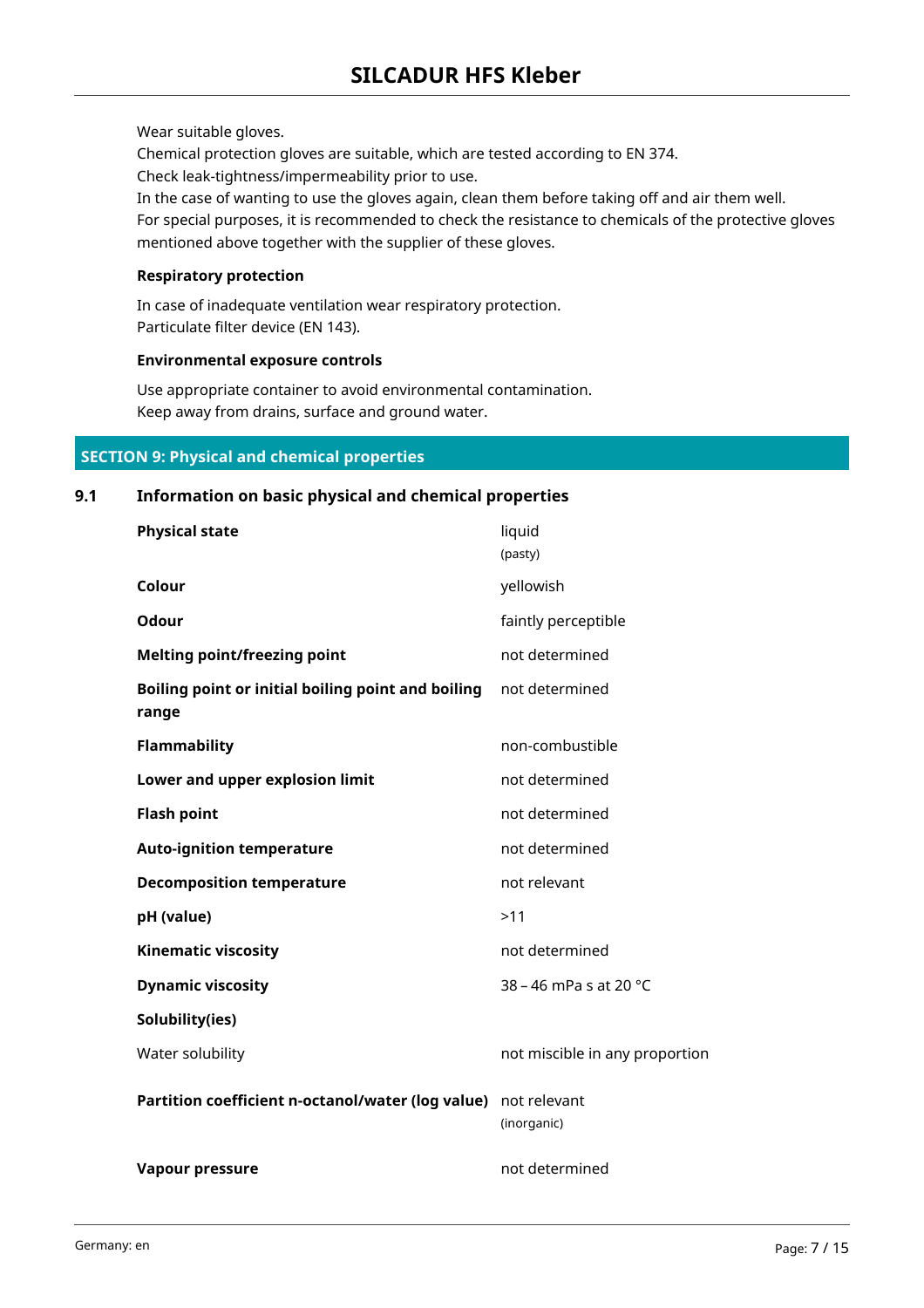Wear suitable gloves.
Chemical protection gloves are suitable, which are tested according to EN 374.
Check leak-tightness/impermeability prior to use.
In the case of wanting to use the gloves again, clean them before taking off and air them well.
For special purposes, it is recommended to check the resistance to chemicals of the protective gloves mentioned above together with the supplier of these gloves.

**Respiratory protection**

In case of inadequate ventilation wear respiratory protection.
Particulate filter device (EN 143).

**Environmental exposure controls**

Use appropriate container to avoid environmental contamination.
Keep away from drains, surface and ground water.

## SECTION 9: Physical and chemical properties

### 9.1 Information on basic physical and chemical properties

| Property | Value |
|---|---|
| **Physical state** | liquid (pasty) |
| **Colour** | yellowish |
| **Odour** | faintly perceptible |
| **Melting point/freezing point** | not determined |
| **Boiling point or initial boiling point and boiling range** | not determined |
| **Flammability** | non-combustible |
| **Lower and upper explosion limit** | not determined |
| **Flash point** | not determined |
| **Auto-ignition temperature** | not determined |
| **Decomposition temperature** | not relevant |
| **pH (value)** | >11 |
| **Kinematic viscosity** | not determined |
| **Dynamic viscosity** | 38 – 46 mPa s at 20 °C |
| **Solubility(ies)** | |
| Water solubility | not miscible in any proportion |
| **Partition coefficient n-octanol/water (log value)** | not relevant (inorganic) |
| **Vapour pressure** | not determined |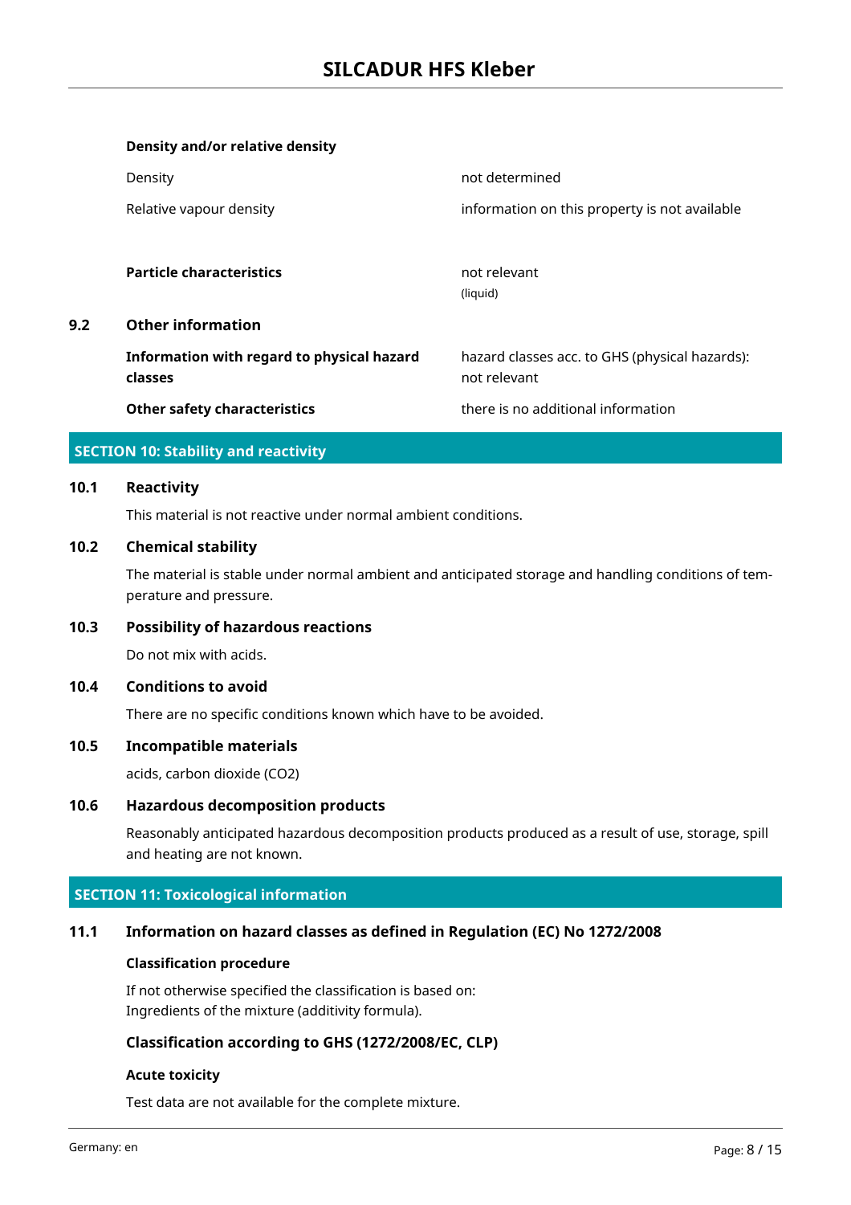**Density and/or relative density**

| | |
|---|---|
| Density | not determined |
| Relative vapour density | information on this property is not available |

**Particle characteristics** — not relevant
(liquid)

## 9.2 Other information

| | |
|---|---|
| **Information with regard to physical hazard classes** | hazard classes acc. to GHS (physical hazards): not relevant |
| **Other safety characteristics** | there is no additional information |

## SECTION 10: Stability and reactivity

### 10.1 Reactivity

This material is not reactive under normal ambient conditions.

### 10.2 Chemical stability

The material is stable under normal ambient and anticipated storage and handling conditions of temperature and pressure.

### 10.3 Possibility of hazardous reactions

Do not mix with acids.

### 10.4 Conditions to avoid

There are no specific conditions known which have to be avoided.

### 10.5 Incompatible materials

acids, carbon dioxide ($CO_2$)

### 10.6 Hazardous decomposition products

Reasonably anticipated hazardous decomposition products produced as a result of use, storage, spill and heating are not known.

## SECTION 11: Toxicological information

### 11.1 Information on hazard classes as defined in Regulation (EC) No 1272/2008

**Classification procedure**

If not otherwise specified the classification is based on:
Ingredients of the mixture (additivity formula).

**Classification according to GHS (1272/2008/EC, CLP)**

**Acute toxicity**

Test data are not available for the complete mixture.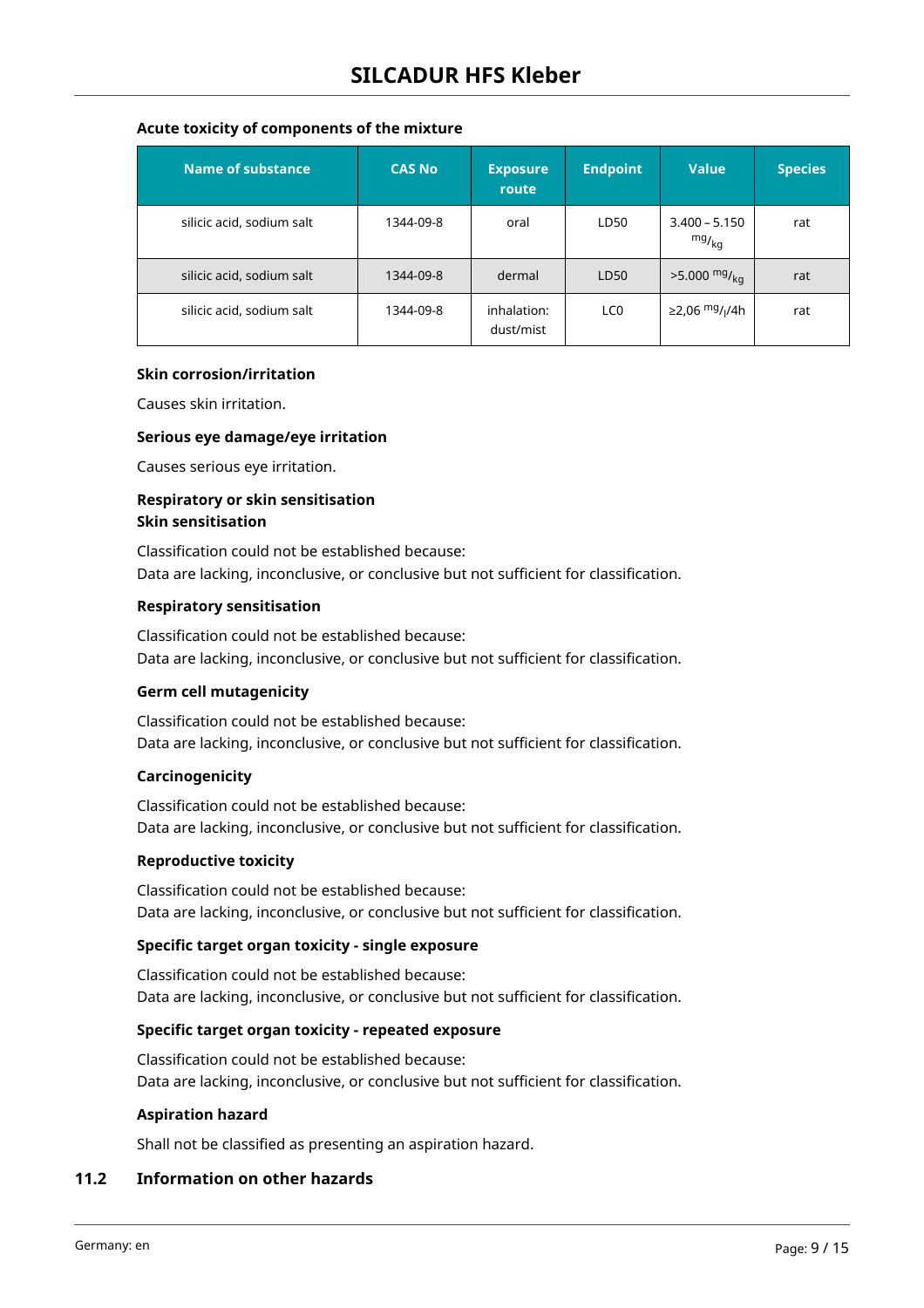#### Acute toxicity of components of the mixture

| Name of substance | CAS No | Exposure route | Endpoint | Value | Species |
|---|---|---|---|---|---|
| silicic acid, sodium salt | 1344-09-8 | oral | LD50 | 3.400 – 5.150 $^{mg}/_{kg}$ | rat |
| silicic acid, sodium salt | 1344-09-8 | dermal | LD50 | >5.000 $^{mg}/_{kg}$ | rat |
| silicic acid, sodium salt | 1344-09-8 | inhalation: dust/mist | LC0 | ≥2,06 $^{mg}/_{l}$/4h | rat |

#### Skin corrosion/irritation

Causes skin irritation.

#### Serious eye damage/eye irritation

Causes serious eye irritation.

#### Respiratory or skin sensitisation
#### Skin sensitisation

Classification could not be established because:
Data are lacking, inconclusive, or conclusive but not sufficient for classification.

#### Respiratory sensitisation

Classification could not be established because:
Data are lacking, inconclusive, or conclusive but not sufficient for classification.

#### Germ cell mutagenicity

Classification could not be established because:
Data are lacking, inconclusive, or conclusive but not sufficient for classification.

#### Carcinogenicity

Classification could not be established because:
Data are lacking, inconclusive, or conclusive but not sufficient for classification.

#### Reproductive toxicity

Classification could not be established because:
Data are lacking, inconclusive, or conclusive but not sufficient for classification.

#### Specific target organ toxicity - single exposure

Classification could not be established because:
Data are lacking, inconclusive, or conclusive but not sufficient for classification.

#### Specific target organ toxicity - repeated exposure

Classification could not be established because:
Data are lacking, inconclusive, or conclusive but not sufficient for classification.

#### Aspiration hazard

Shall not be classified as presenting an aspiration hazard.

### 11.2 Information on other hazards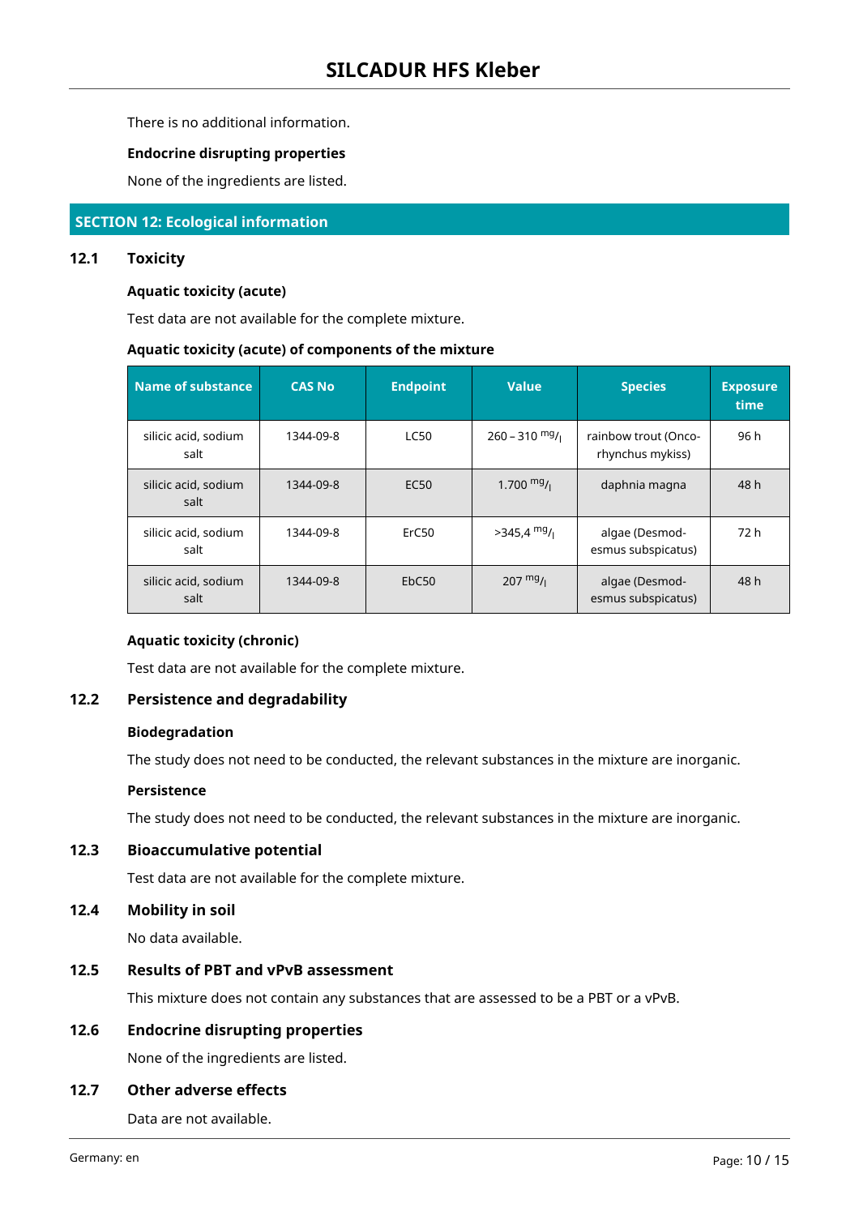There is no additional information.

**Endocrine disrupting properties**

None of the ingredients are listed.

## SECTION 12: Ecological information

### 12.1 Toxicity

**Aquatic toxicity (acute)**

Test data are not available for the complete mixture.

**Aquatic toxicity (acute) of components of the mixture**

| Name of substance | CAS No | Endpoint | Value | Species | Exposure time |
|---|---|---|---|---|---|
| silicic acid, sodium salt | 1344-09-8 | LC50 | 260 – 310 mg/l | rainbow trout (Onco-rhynchus mykiss) | 96 h |
| silicic acid, sodium salt | 1344-09-8 | EC50 | 1.700 mg/l | daphnia magna | 48 h |
| silicic acid, sodium salt | 1344-09-8 | ErC50 | >345,4 mg/l | algae (Desmod-esmus subspicatus) | 72 h |
| silicic acid, sodium salt | 1344-09-8 | EbC50 | 207 mg/l | algae (Desmod-esmus subspicatus) | 48 h |

**Aquatic toxicity (chronic)**

Test data are not available for the complete mixture.

### 12.2 Persistence and degradability

**Biodegradation**

The study does not need to be conducted, the relevant substances in the mixture are inorganic.

**Persistence**

The study does not need to be conducted, the relevant substances in the mixture are inorganic.

### 12.3 Bioaccumulative potential

Test data are not available for the complete mixture.

### 12.4 Mobility in soil

No data available.

### 12.5 Results of PBT and vPvB assessment

This mixture does not contain any substances that are assessed to be a PBT or a vPvB.

### 12.6 Endocrine disrupting properties

None of the ingredients are listed.

### 12.7 Other adverse effects

Data are not available.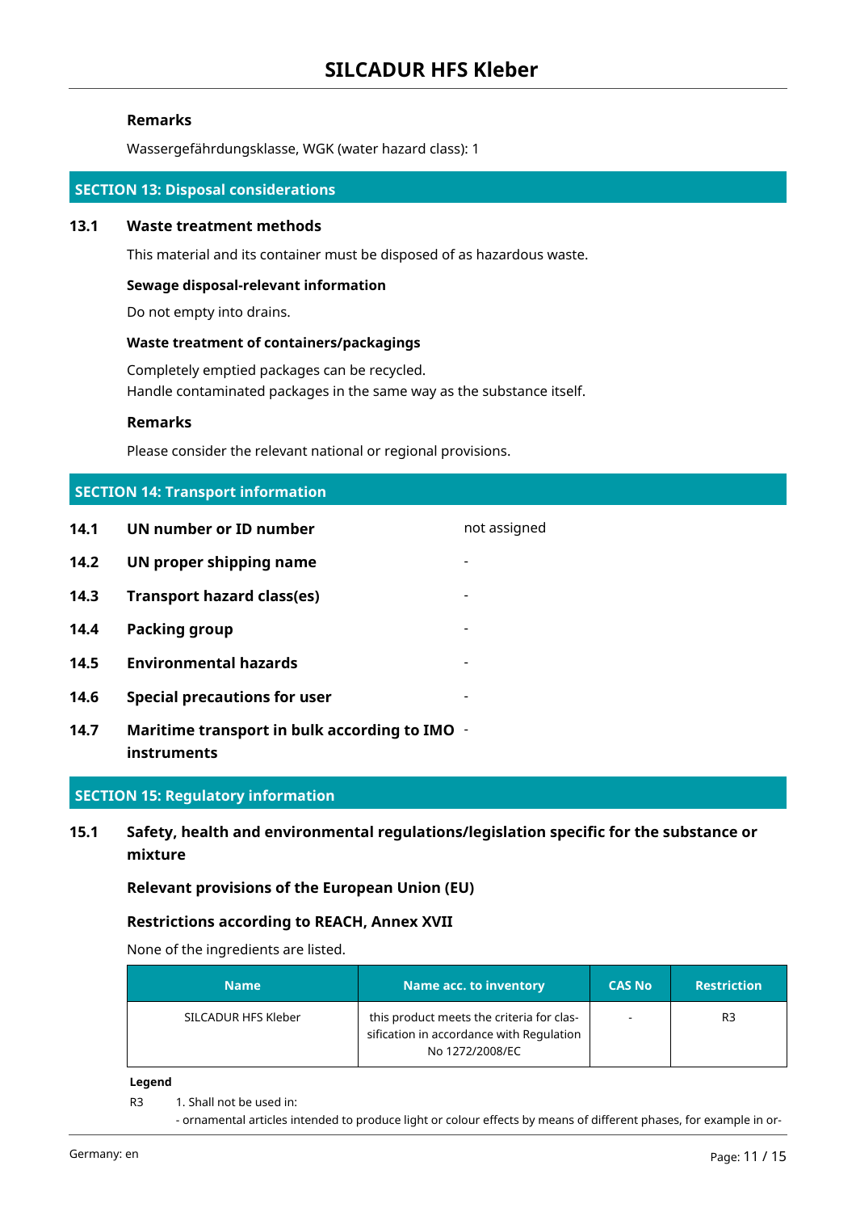### Remarks

Wassergefährdungsklasse, WGK (water hazard class): 1

## SECTION 13: Disposal considerations

### 13.1 Waste treatment methods

This material and its container must be disposed of as hazardous waste.

**Sewage disposal-relevant information**

Do not empty into drains.

**Waste treatment of containers/packagings**

Completely emptied packages can be recycled.
Handle contaminated packages in the same way as the substance itself.

### Remarks

Please consider the relevant national or regional provisions.

## SECTION 14: Transport information

| | | |
|---|---|---|
| **14.1** | **UN number or ID number** | not assigned |
| **14.2** | **UN proper shipping name** | - |
| **14.3** | **Transport hazard class(es)** | - |
| **14.4** | **Packing group** | - |
| **14.5** | **Environmental hazards** | - |
| **14.6** | **Special precautions for user** | - |
| **14.7** | **Maritime transport in bulk according to IMO instruments** | - |

## SECTION 15: Regulatory information

### 15.1 Safety, health and environmental regulations/legislation specific for the substance or mixture

### Relevant provisions of the European Union (EU)

### Restrictions according to REACH, Annex XVII

None of the ingredients are listed.

| Name | Name acc. to inventory | CAS No | Restriction |
|---|---|---|---|
| SILCADUR HFS Kleber | this product meets the criteria for classification in accordance with Regulation No 1272/2008/EC | - | R3 |

**Legend**

R3 1. Shall not be used in:
- ornamental articles intended to produce light or colour effects by means of different phases, for example in or-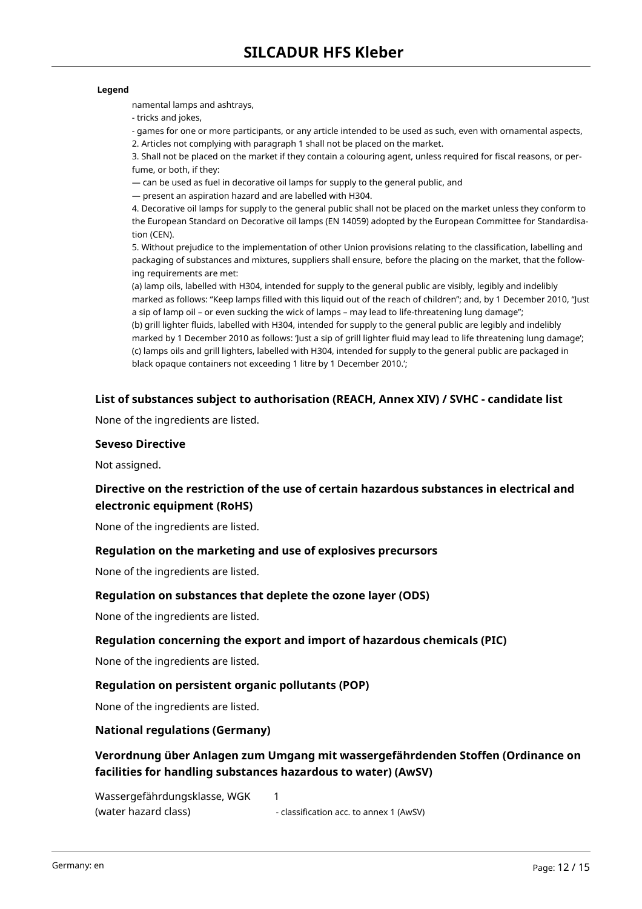**Legend**

namental lamps and ashtrays,
- tricks and jokes,
- games for one or more participants, or any article intended to be used as such, even with ornamental aspects,
2. Articles not complying with paragraph 1 shall not be placed on the market.
3. Shall not be placed on the market if they contain a colouring agent, unless required for fiscal reasons, or perfume, or both, if they:
— can be used as fuel in decorative oil lamps for supply to the general public, and
— present an aspiration hazard and are labelled with H304.
4. Decorative oil lamps for supply to the general public shall not be placed on the market unless they conform to the European Standard on Decorative oil lamps (EN 14059) adopted by the European Committee for Standardisation (CEN).
5. Without prejudice to the implementation of other Union provisions relating to the classification, labelling and packaging of substances and mixtures, suppliers shall ensure, before the placing on the market, that the following requirements are met:
(a) lamp oils, labelled with H304, intended for supply to the general public are visibly, legibly and indelibly marked as follows: "Keep lamps filled with this liquid out of the reach of children"; and, by 1 December 2010, "Just a sip of lamp oil – or even sucking the wick of lamps – may lead to life-threatening lung damage";
(b) grill lighter fluids, labelled with H304, intended for supply to the general public are legibly and indelibly marked by 1 December 2010 as follows: 'Just a sip of grill lighter fluid may lead to life threatening lung damage';
(c) lamps oils and grill lighters, labelled with H304, intended for supply to the general public are packaged in black opaque containers not exceeding 1 litre by 1 December 2010.';

### List of substances subject to authorisation (REACH, Annex XIV) / SVHC - candidate list

None of the ingredients are listed.

### Seveso Directive

Not assigned.

### Directive on the restriction of the use of certain hazardous substances in electrical and electronic equipment (RoHS)

None of the ingredients are listed.

### Regulation on the marketing and use of explosives precursors

None of the ingredients are listed.

### Regulation on substances that deplete the ozone layer (ODS)

None of the ingredients are listed.

### Regulation concerning the export and import of hazardous chemicals (PIC)

None of the ingredients are listed.

### Regulation on persistent organic pollutants (POP)

None of the ingredients are listed.

### National regulations (Germany)

### Verordnung über Anlagen zum Umgang mit wassergefährdenden Stoffen (Ordinance on facilities for handling substances hazardous to water) (AwSV)

| | |
|---|---|
| Wassergefährdungsklasse, WGK (water hazard class) | 1<br>- classification acc. to annex 1 (AwSV) |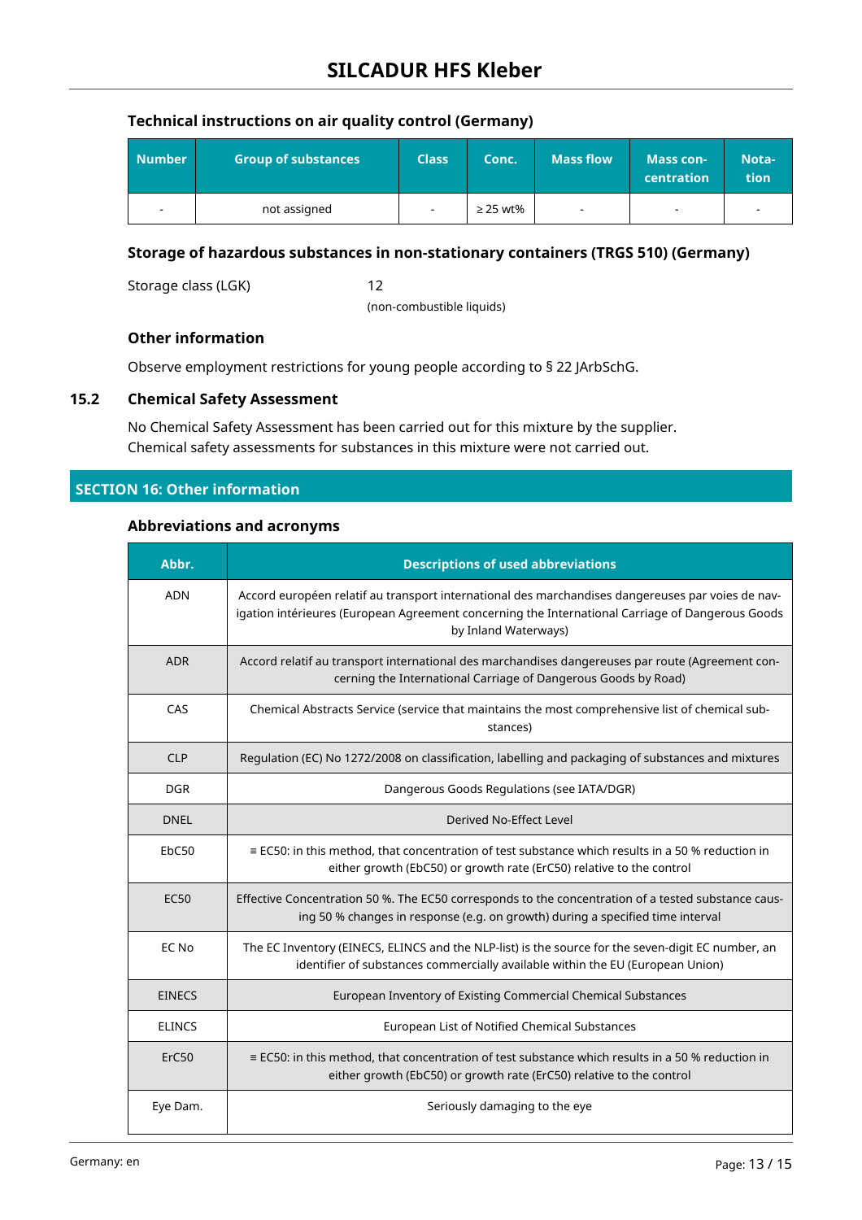### Technical instructions on air quality control (Germany)

| Number | Group of substances | Class | Conc. | Mass flow | Mass concentration | Notation |
|---|---|---|---|---|---|---|
| - | not assigned | - | ≥ 25 wt% | - | - | - |

### Storage of hazardous substances in non-stationary containers (TRGS 510) (Germany)

Storage class (LGK) 12
(non-combustible liquids)

### Other information

Observe employment restrictions for young people according to § 22 JArbSchG.

### 15.2 Chemical Safety Assessment

No Chemical Safety Assessment has been carried out for this mixture by the supplier.
Chemical safety assessments for substances in this mixture were not carried out.

## SECTION 16: Other information

### Abbreviations and acronyms

| Abbr. | Descriptions of used abbreviations |
|---|---|
| ADN | Accord européen relatif au transport international des marchandises dangereuses par voies de navigation intérieures (European Agreement concerning the International Carriage of Dangerous Goods by Inland Waterways) |
| ADR | Accord relatif au transport international des marchandises dangereuses par route (Agreement concerning the International Carriage of Dangerous Goods by Road) |
| CAS | Chemical Abstracts Service (service that maintains the most comprehensive list of chemical substances) |
| CLP | Regulation (EC) No 1272/2008 on classification, labelling and packaging of substances and mixtures |
| DGR | Dangerous Goods Regulations (see IATA/DGR) |
| DNEL | Derived No-Effect Level |
| EbC50 | ≡ EC50: in this method, that concentration of test substance which results in a 50 % reduction in either growth (EbC50) or growth rate (ErC50) relative to the control |
| EC50 | Effective Concentration 50 %. The EC50 corresponds to the concentration of a tested substance causing 50 % changes in response (e.g. on growth) during a specified time interval |
| EC No | The EC Inventory (EINECS, ELINCS and the NLP-list) is the source for the seven-digit EC number, an identifier of substances commercially available within the EU (European Union) |
| EINECS | European Inventory of Existing Commercial Chemical Substances |
| ELINCS | European List of Notified Chemical Substances |
| ErC50 | ≡ EC50: in this method, that concentration of test substance which results in a 50 % reduction in either growth (EbC50) or growth rate (ErC50) relative to the control |
| Eye Dam. | Seriously damaging to the eye |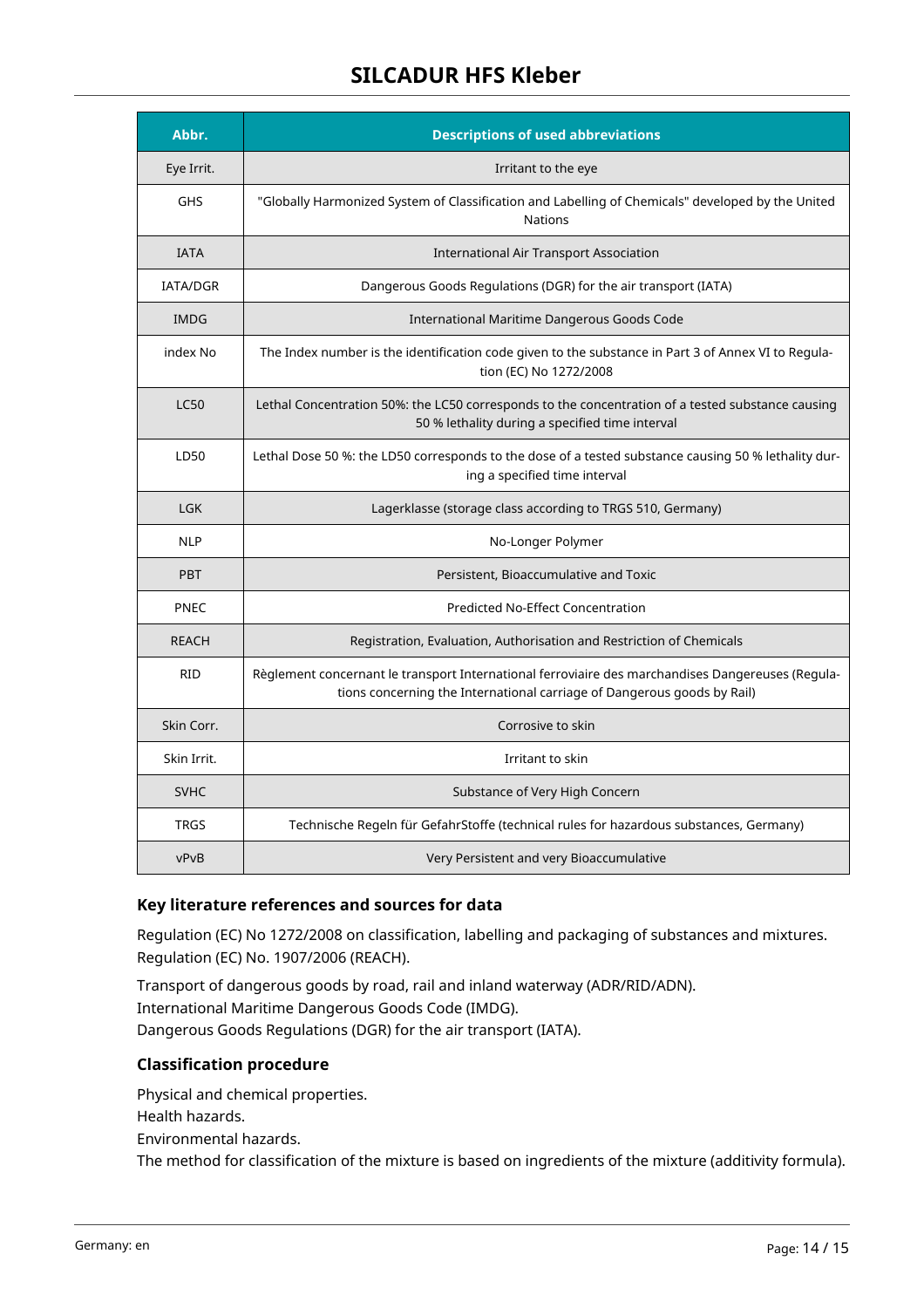| Abbr. | Descriptions of used abbreviations |
| --- | --- |
| Eye Irrit. | Irritant to the eye |
| GHS | "Globally Harmonized System of Classification and Labelling of Chemicals" developed by the United Nations |
| IATA | International Air Transport Association |
| IATA/DGR | Dangerous Goods Regulations (DGR) for the air transport (IATA) |
| IMDG | International Maritime Dangerous Goods Code |
| index No | The Index number is the identification code given to the substance in Part 3 of Annex VI to Regulation (EC) No 1272/2008 |
| LC50 | Lethal Concentration 50%: the LC50 corresponds to the concentration of a tested substance causing 50 % lethality during a specified time interval |
| LD50 | Lethal Dose 50 %: the LD50 corresponds to the dose of a tested substance causing 50 % lethality during a specified time interval |
| LGK | Lagerklasse (storage class according to TRGS 510, Germany) |
| NLP | No-Longer Polymer |
| PBT | Persistent, Bioaccumulative and Toxic |
| PNEC | Predicted No-Effect Concentration |
| REACH | Registration, Evaluation, Authorisation and Restriction of Chemicals |
| RID | Règlement concernant le transport International ferroviaire des marchandises Dangereuses (Regulations concerning the International carriage of Dangerous goods by Rail) |
| Skin Corr. | Corrosive to skin |
| Skin Irrit. | Irritant to skin |
| SVHC | Substance of Very High Concern |
| TRGS | Technische Regeln für GefahrStoffe (technical rules for hazardous substances, Germany) |
| vPvB | Very Persistent and very Bioaccumulative |

### Key literature references and sources for data

Regulation (EC) No 1272/2008 on classification, labelling and packaging of substances and mixtures.
Regulation (EC) No. 1907/2006 (REACH).

Transport of dangerous goods by road, rail and inland waterway (ADR/RID/ADN).
International Maritime Dangerous Goods Code (IMDG).
Dangerous Goods Regulations (DGR) for the air transport (IATA).

### Classification procedure

Physical and chemical properties.
Health hazards.
Environmental hazards.
The method for classification of the mixture is based on ingredients of the mixture (additivity formula).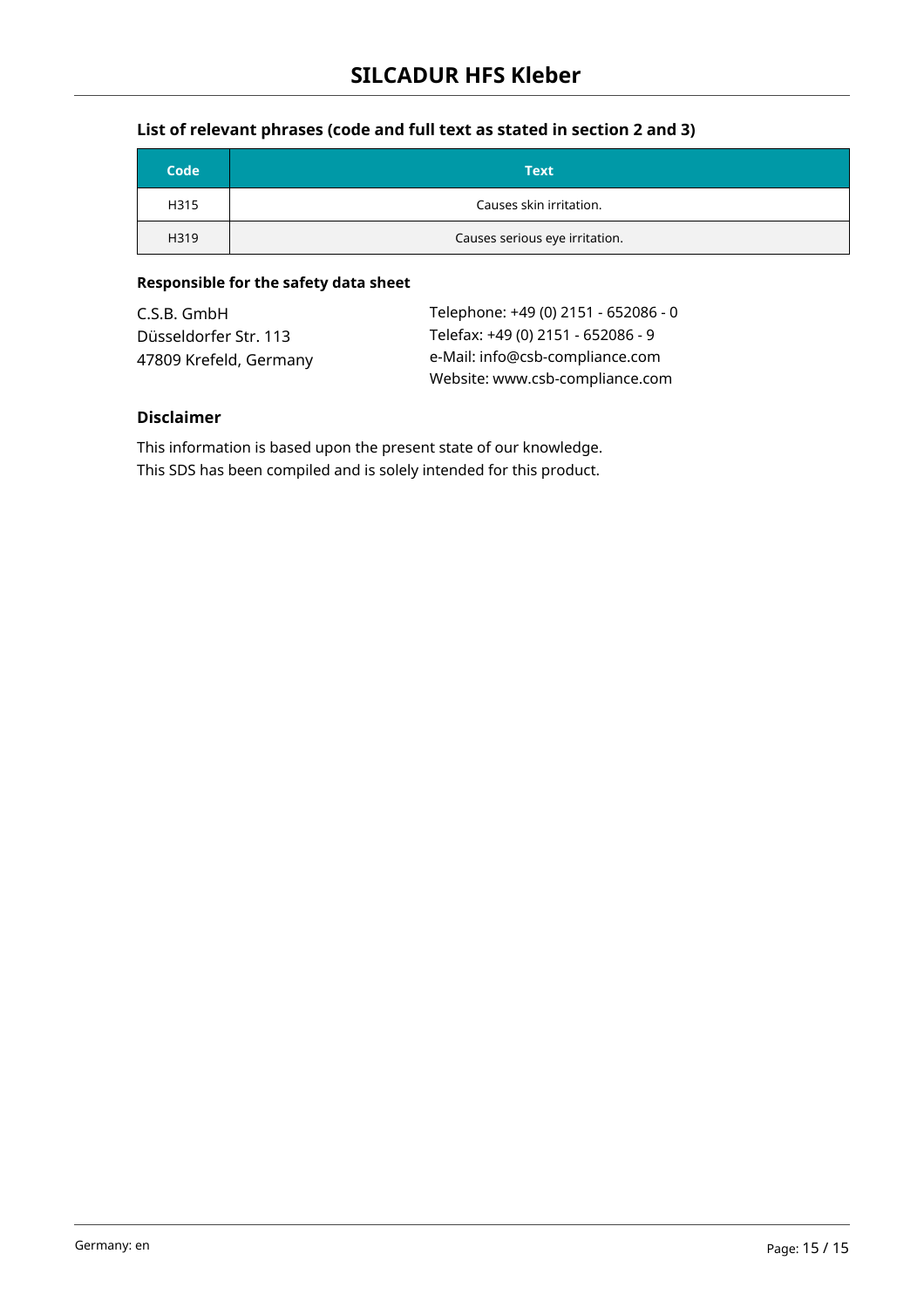### List of relevant phrases (code and full text as stated in section 2 and 3)

| Code | Text |
|---|---|
| H315 | Causes skin irritation. |
| H319 | Causes serious eye irritation. |

### Responsible for the safety data sheet

C.S.B. GmbH
Düsseldorfer Str. 113
47809 Krefeld, Germany

Telephone: +49 (0) 2151 - 652086 - 0
Telefax: +49 (0) 2151 - 652086 - 9
e-Mail: info@csb-compliance.com
Website: www.csb-compliance.com

### Disclaimer

This information is based upon the present state of our knowledge.
This SDS has been compiled and is solely intended for this product.